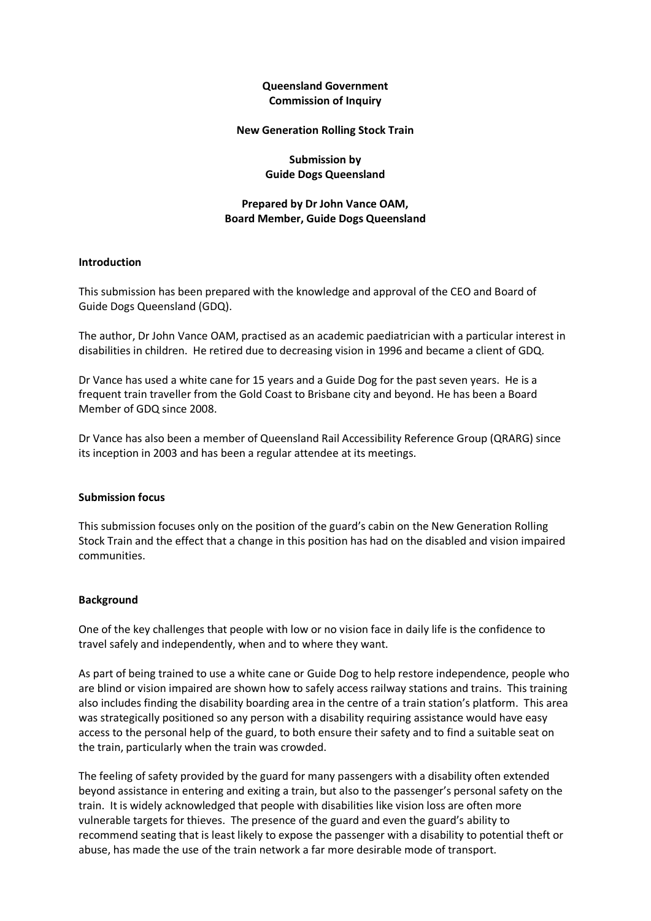**Queensland Government**
**Commission of Inquiry**

**New Generation Rolling Stock Train**

**Submission by**
**Guide Dogs Queensland**

**Prepared by Dr John Vance OAM,**
**Board Member, Guide Dogs Queensland**

## Introduction

This submission has been prepared with the knowledge and approval of the CEO and Board of Guide Dogs Queensland (GDQ).

The author, Dr John Vance OAM, practised as an academic paediatrician with a particular interest in disabilities in children. He retired due to decreasing vision in 1996 and became a client of GDQ.

Dr Vance has used a white cane for 15 years and a Guide Dog for the past seven years. He is a frequent train traveller from the Gold Coast to Brisbane city and beyond. He has been a Board Member of GDQ since 2008.

Dr Vance has also been a member of Queensland Rail Accessibility Reference Group (QRARG) since its inception in 2003 and has been a regular attendee at its meetings.

## Submission focus

This submission focuses only on the position of the guard's cabin on the New Generation Rolling Stock Train and the effect that a change in this position has had on the disabled and vision impaired communities.

## Background

One of the key challenges that people with low or no vision face in daily life is the confidence to travel safely and independently, when and to where they want.

As part of being trained to use a white cane or Guide Dog to help restore independence, people who are blind or vision impaired are shown how to safely access railway stations and trains. This training also includes finding the disability boarding area in the centre of a train station's platform. This area was strategically positioned so any person with a disability requiring assistance would have easy access to the personal help of the guard, to both ensure their safety and to find a suitable seat on the train, particularly when the train was crowded.

The feeling of safety provided by the guard for many passengers with a disability often extended beyond assistance in entering and exiting a train, but also to the passenger's personal safety on the train. It is widely acknowledged that people with disabilities like vision loss are often more vulnerable targets for thieves. The presence of the guard and even the guard's ability to recommend seating that is least likely to expose the passenger with a disability to potential theft or abuse, has made the use of the train network a far more desirable mode of transport.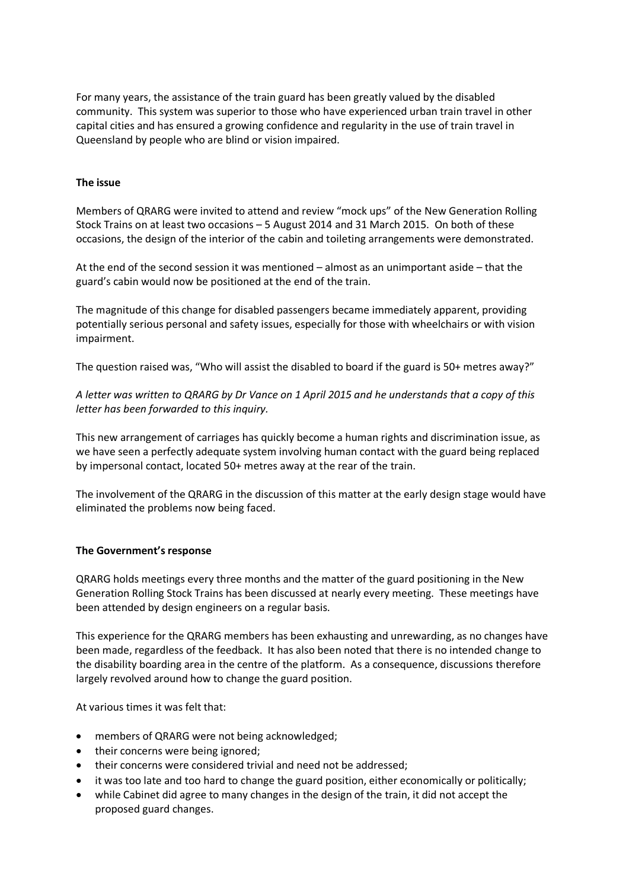For many years, the assistance of the train guard has been greatly valued by the disabled community. This system was superior to those who have experienced urban train travel in other capital cities and has ensured a growing confidence and regularity in the use of train travel in Queensland by people who are blind or vision impaired.

**The issue**

Members of QRARG were invited to attend and review "mock ups" of the New Generation Rolling Stock Trains on at least two occasions – 5 August 2014 and 31 March 2015. On both of these occasions, the design of the interior of the cabin and toileting arrangements were demonstrated.

At the end of the second session it was mentioned – almost as an unimportant aside – that the guard's cabin would now be positioned at the end of the train.

The magnitude of this change for disabled passengers became immediately apparent, providing potentially serious personal and safety issues, especially for those with wheelchairs or with vision impairment.

The question raised was, "Who will assist the disabled to board if the guard is 50+ metres away?"

*A letter was written to QRARG by Dr Vance on 1 April 2015 and he understands that a copy of this letter has been forwarded to this inquiry.*

This new arrangement of carriages has quickly become a human rights and discrimination issue, as we have seen a perfectly adequate system involving human contact with the guard being replaced by impersonal contact, located 50+ metres away at the rear of the train.

The involvement of the QRARG in the discussion of this matter at the early design stage would have eliminated the problems now being faced.

**The Government's response**

QRARG holds meetings every three months and the matter of the guard positioning in the New Generation Rolling Stock Trains has been discussed at nearly every meeting. These meetings have been attended by design engineers on a regular basis.

This experience for the QRARG members has been exhausting and unrewarding, as no changes have been made, regardless of the feedback. It has also been noted that there is no intended change to the disability boarding area in the centre of the platform. As a consequence, discussions therefore largely revolved around how to change the guard position.

At various times it was felt that:

- members of QRARG were not being acknowledged;
- their concerns were being ignored;
- their concerns were considered trivial and need not be addressed;
- it was too late and too hard to change the guard position, either economically or politically;
- while Cabinet did agree to many changes in the design of the train, it did not accept the proposed guard changes.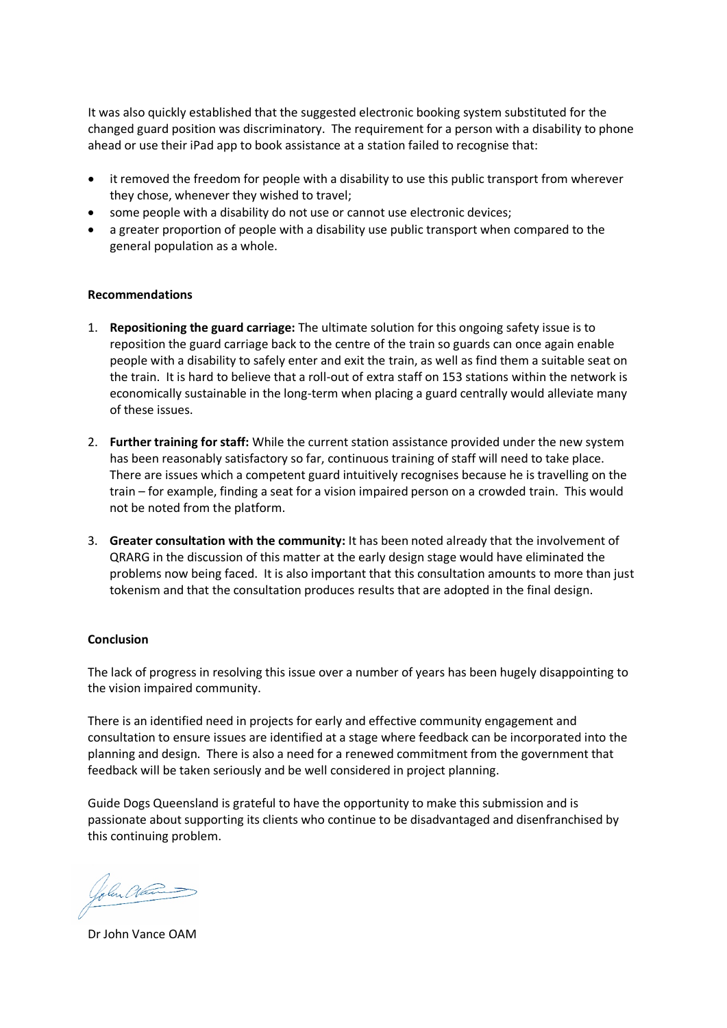It was also quickly established that the suggested electronic booking system substituted for the changed guard position was discriminatory. The requirement for a person with a disability to phone ahead or use their iPad app to book assistance at a station failed to recognise that:

- it removed the freedom for people with a disability to use this public transport from wherever they chose, whenever they wished to travel;
- some people with a disability do not use or cannot use electronic devices;
- a greater proportion of people with a disability use public transport when compared to the general population as a whole.

**Recommendations**

1. **Repositioning the guard carriage:** The ultimate solution for this ongoing safety issue is to reposition the guard carriage back to the centre of the train so guards can once again enable people with a disability to safely enter and exit the train, as well as find them a suitable seat on the train. It is hard to believe that a roll-out of extra staff on 153 stations within the network is economically sustainable in the long-term when placing a guard centrally would alleviate many of these issues.

2. **Further training for staff:** While the current station assistance provided under the new system has been reasonably satisfactory so far, continuous training of staff will need to take place. There are issues which a competent guard intuitively recognises because he is travelling on the train – for example, finding a seat for a vision impaired person on a crowded train. This would not be noted from the platform.

3. **Greater consultation with the community:** It has been noted already that the involvement of QRARG in the discussion of this matter at the early design stage would have eliminated the problems now being faced. It is also important that this consultation amounts to more than just tokenism and that the consultation produces results that are adopted in the final design.

**Conclusion**

The lack of progress in resolving this issue over a number of years has been hugely disappointing to the vision impaired community.

There is an identified need in projects for early and effective community engagement and consultation to ensure issues are identified at a stage where feedback can be incorporated into the planning and design. There is also a need for a renewed commitment from the government that feedback will be taken seriously and be well considered in project planning.

Guide Dogs Queensland is grateful to have the opportunity to make this submission and is passionate about supporting its clients who continue to be disadvantaged and disenfranchised by this continuing problem.

Dr John Vance OAM